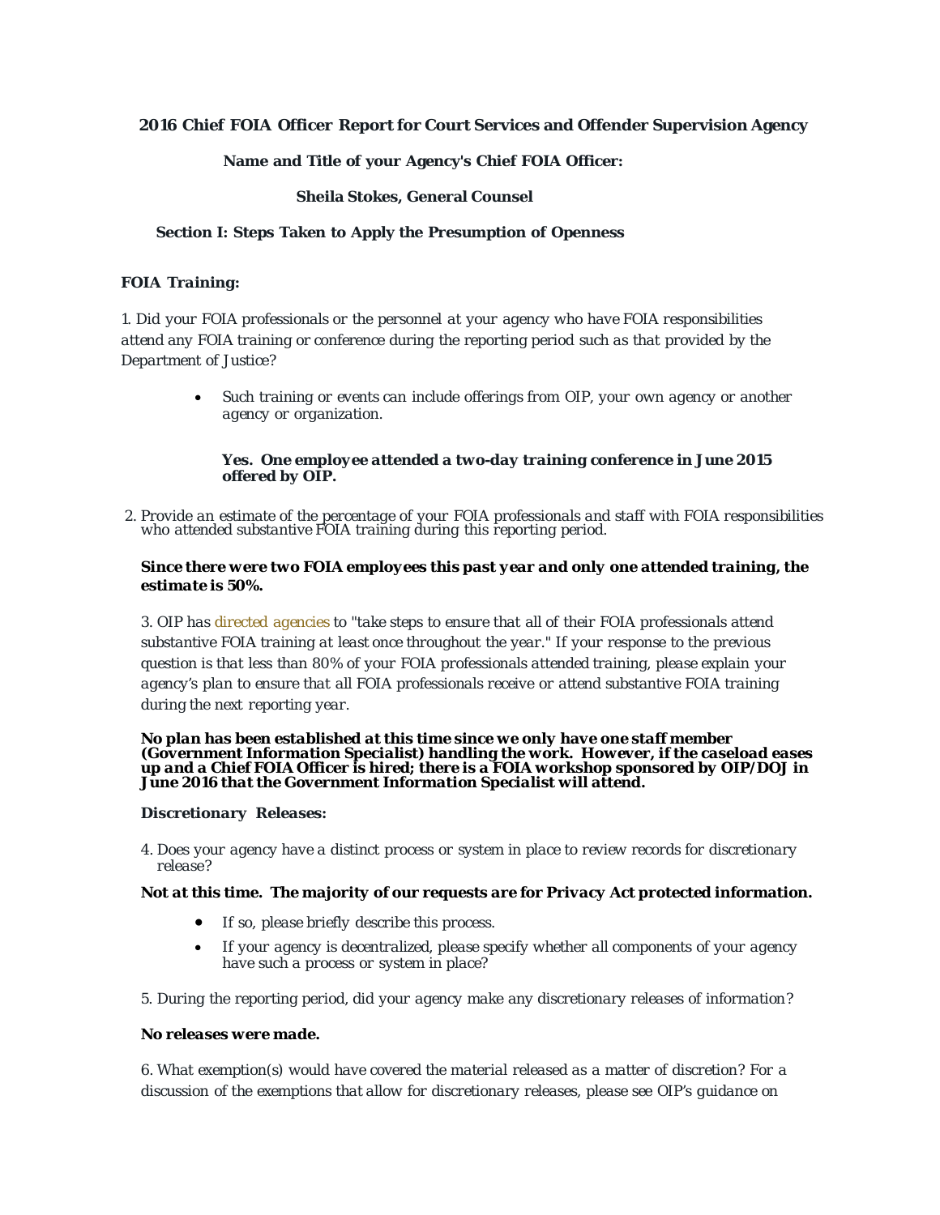**2016 Chief FOIA Officer Report for Court Services and Offender Supervision Agency**

**Name and Title of your Agency's Chief FOIA Officer:**

**Sheila Stokes, General Counsel**

## Section I: Steps Taken to Apply the Presumption of Openness

### *FOIA Training:*

*1. Did your FOIA professionals or the personnel at your agency who have FOIA responsibilities attend any FOIA training or conference during the reporting period such as that provided by the Department of Justice?*

- *Such training or events can include offerings from OIP, your own agency or another agency or organization.*

***Yes. One employee attended a two-day training conference in June 2015 offered by OIP.***

*2. Provide an estimate of the percentage of your FOIA professionals and staff with FOIA responsibilities who attended substantive FOIA training during this reporting period.*

***Since there were two FOIA employees this past year and only one attended training, the estimate is 50%.***

*3. OIP has directed agencies to "take steps to ensure that all of their FOIA professionals attend substantive FOIA training at least once throughout the year." If your response to the previous question is that less than 80% of your FOIA professionals attended training, please explain your agency's plan to ensure that all FOIA professionals receive or attend substantive FOIA training during the next reporting year.*

***No plan has been established at this time since we only have one staff member (Government Information Specialist) handling the work. However, if the caseload eases up and a Chief FOIA Officer is hired; there is a FOIA workshop sponsored by OIP/DOJ in June 2016 that the Government Information Specialist will attend.***

### *Discretionary Releases:*

*4. Does your agency have a distinct process or system in place to review records for discretionary release?*

***Not at this time. The majority of our requests are for Privacy Act protected information.***

- *If so, please briefly describe this process.*
- *If your agency is decentralized, please specify whether all components of your agency have such a process or system in place?*

*5. During the reporting period, did your agency make any discretionary releases of information?*

***No releases were made.***

*6. What exemption(s) would have covered the material released as a matter of discretion? For a discussion of the exemptions that allow for discretionary releases, please see OIP's guidance on*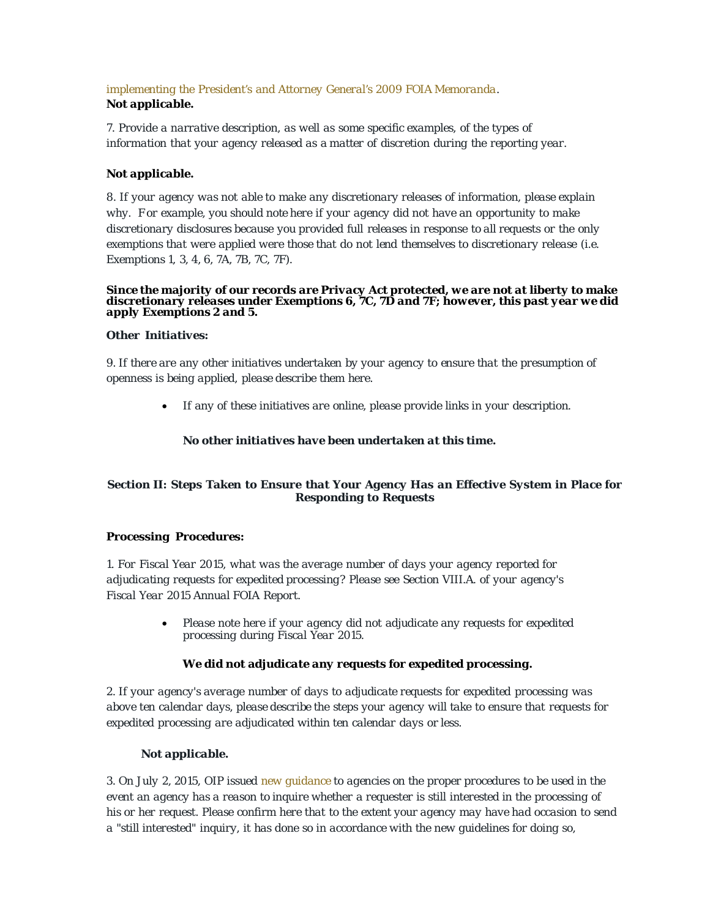implementing the President's and Attorney General's 2009 FOIA Memoranda.
**Not applicable.**

7. Provide a narrative description, as well as some specific examples, of the types of information that your agency released as a matter of discretion during the reporting year.

**Not applicable.**

8. If your agency was not able to make any discretionary releases of information, please explain why. For example, you should note here if your agency did not have an opportunity to make discretionary disclosures because you provided full releases in response to all requests or the only exemptions that were applied were those that do not lend themselves to discretionary release (i.e. Exemptions 1, 3, 4, 6, 7A, 7B, 7C, 7F).

**Since the majority of our records are Privacy Act protected, we are not at liberty to make discretionary releases under Exemptions 6, 7C, 7D and 7F; however, this past year we did apply Exemptions 2 and 5.**

**Other Initiatives:**

9. If there are any other initiatives undertaken by your agency to ensure that the presumption of openness is being applied, please describe them here.

- If any of these initiatives are online, please provide links in your description.

**No other initiatives have been undertaken at this time.**

## Section II: Steps Taken to Ensure that Your Agency Has an Effective System in Place for Responding to Requests

**Processing Procedures:**

1. For Fiscal Year 2015, what was the average number of days your agency reported for adjudicating requests for expedited processing? Please see Section VIII.A. of your agency's Fiscal Year 2015 Annual FOIA Report.

- Please note here if your agency did not adjudicate any requests for expedited processing during Fiscal Year 2015.

**We did not adjudicate any requests for expedited processing.**

2. If your agency's average number of days to adjudicate requests for expedited processing was above ten calendar days, please describe the steps your agency will take to ensure that requests for expedited processing are adjudicated within ten calendar days or less.

**Not applicable.**

3. On July 2, 2015, OIP issued new guidance to agencies on the proper procedures to be used in the event an agency has a reason to inquire whether a requester is still interested in the processing of his or her request. Please confirm here that to the extent your agency may have had occasion to send a "still interested" inquiry, it has done so in accordance with the new guidelines for doing so,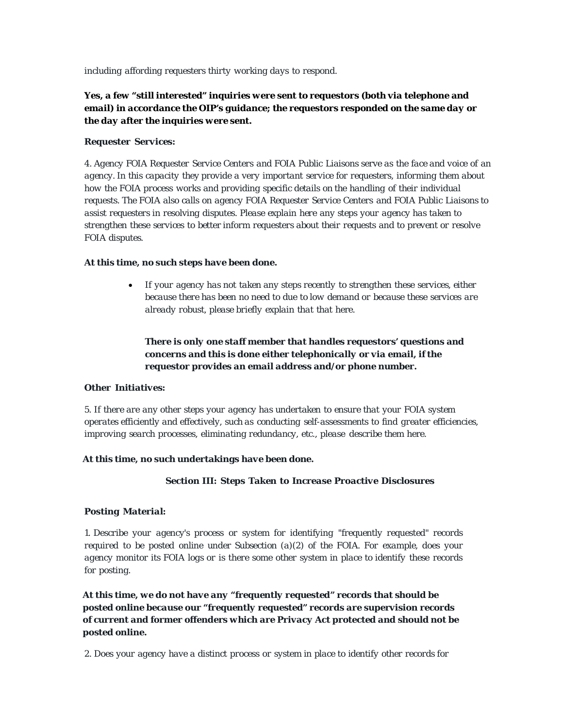*including affording requesters thirty working days to respond.*

***Yes, a few "still interested" inquiries were sent to requestors (both via telephone and email) in accordance the OIP's guidance; the requestors responded on the same day or the day after the inquiries were sent.***

**Requester Services:**

*4. Agency FOIA Requester Service Centers and FOIA Public Liaisons serve as the face and voice of an agency. In this capacity they provide a very important service for requesters, informing them about how the FOIA process works and providing specific details on the handling of their individual requests. The FOIA also calls on agency FOIA Requester Service Centers and FOIA Public Liaisons to assist requesters in resolving disputes. Please explain here any steps your agency has taken to strengthen these services to better inform requesters about their requests and to prevent or resolve FOIA disputes.*

**At this time, no such steps have been done.**

- *If your agency has not taken any steps recently to strengthen these services, either because there has been no need to due to low demand or because these services are already robust, please briefly explain that that here.*

  ***There is only one staff member that handles requestors' questions and concerns and this is done either telephonically or via email, if the requestor provides an email address and/or phone number.***

**Other Initiatives:**

*5. If there are any other steps your agency has undertaken to ensure that your FOIA system operates efficiently and effectively, such as conducting self-assessments to find greater efficiencies, improving search processes, eliminating redundancy, etc., please describe them here.*

**At this time, no such undertakings have been done.**

## Section III: Steps Taken to Increase Proactive Disclosures

**Posting Material:**

*1. Describe your agency's process or system for identifying "frequently requested" records required to be posted online under Subsection (a)(2) of the FOIA. For example, does your agency monitor its FOIA logs or is there some other system in place to identify these records for posting.*

***At this time, we do not have any "frequently requested" records that should be posted online because our "frequently requested" records are supervision records of current and former offenders which are Privacy Act protected and should not be posted online.***

*2. Does your agency have a distinct process or system in place to identify other records for*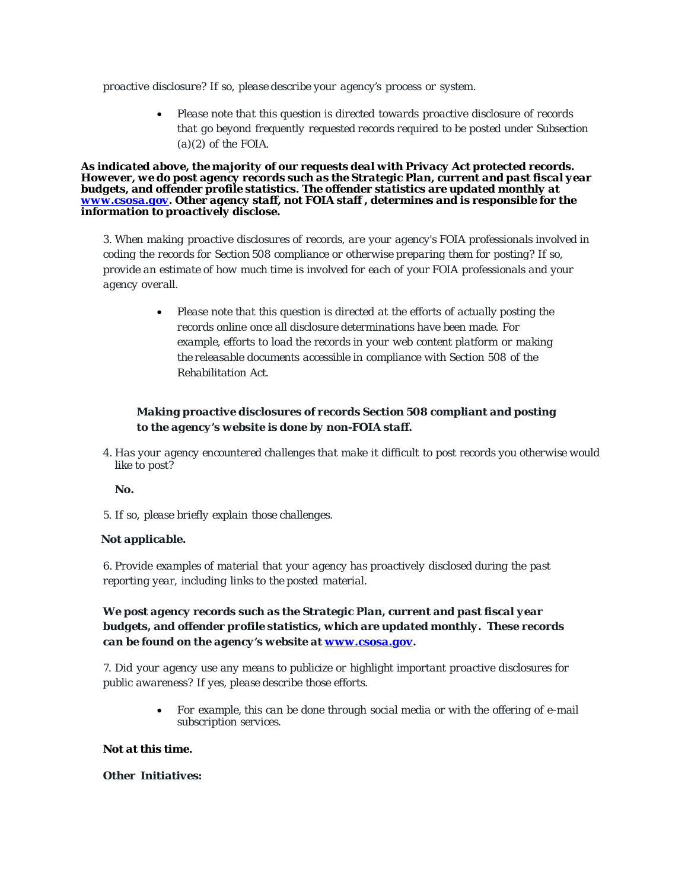*proactive disclosure? If so, please describe your agency's process or system.*

- *Please note that this question is directed towards proactive disclosure of records that go beyond frequently requested records required to be posted under Subsection (a)(2) of the FOIA.*

***As indicated above, the majority of our requests deal with Privacy Act protected records. However, we do post agency records such as the Strategic Plan, current and past fiscal year budgets, and offender profile statistics. The offender statistics are updated monthly at [www.csosa.gov](http://www.csosa.gov). Other agency staff, not FOIA staff , determines and is responsible for the information to proactively disclose.***

*3. When making proactive disclosures of records, are your agency's FOIA professionals involved in coding the records for Section 508 compliance or otherwise preparing them for posting? If so, provide an estimate of how much time is involved for each of your FOIA professionals and your agency overall.*

- *Please note that this question is directed at the efforts of actually posting the records online once all disclosure determinations have been made. For example, efforts to load the records in your web content platform or making the releasable documents accessible in compliance with Section 508 of the Rehabilitation Act.*

***Making proactive disclosures of records Section 508 compliant and posting to the agency's website is done by non-FOIA staff.***

*4. Has your agency encountered challenges that make it difficult to post records you otherwise would like to post?*

***No.***

*5. If so, please briefly explain those challenges.*

***Not applicable.***

*6. Provide examples of material that your agency has proactively disclosed during the past reporting year, including links to the posted material.*

***We post agency records such as the Strategic Plan, current and past fiscal year budgets, and offender profile statistics, which are updated monthly. These records can be found on the agency's website at [www.csosa.gov](http://www.csosa.gov).***

*7. Did your agency use any means to publicize or highlight important proactive disclosures for public awareness? If yes, please describe those efforts.*

- *For example, this can be done through social media or with the offering of e-mail subscription services.*

***Not at this time.***

***Other Initiatives:***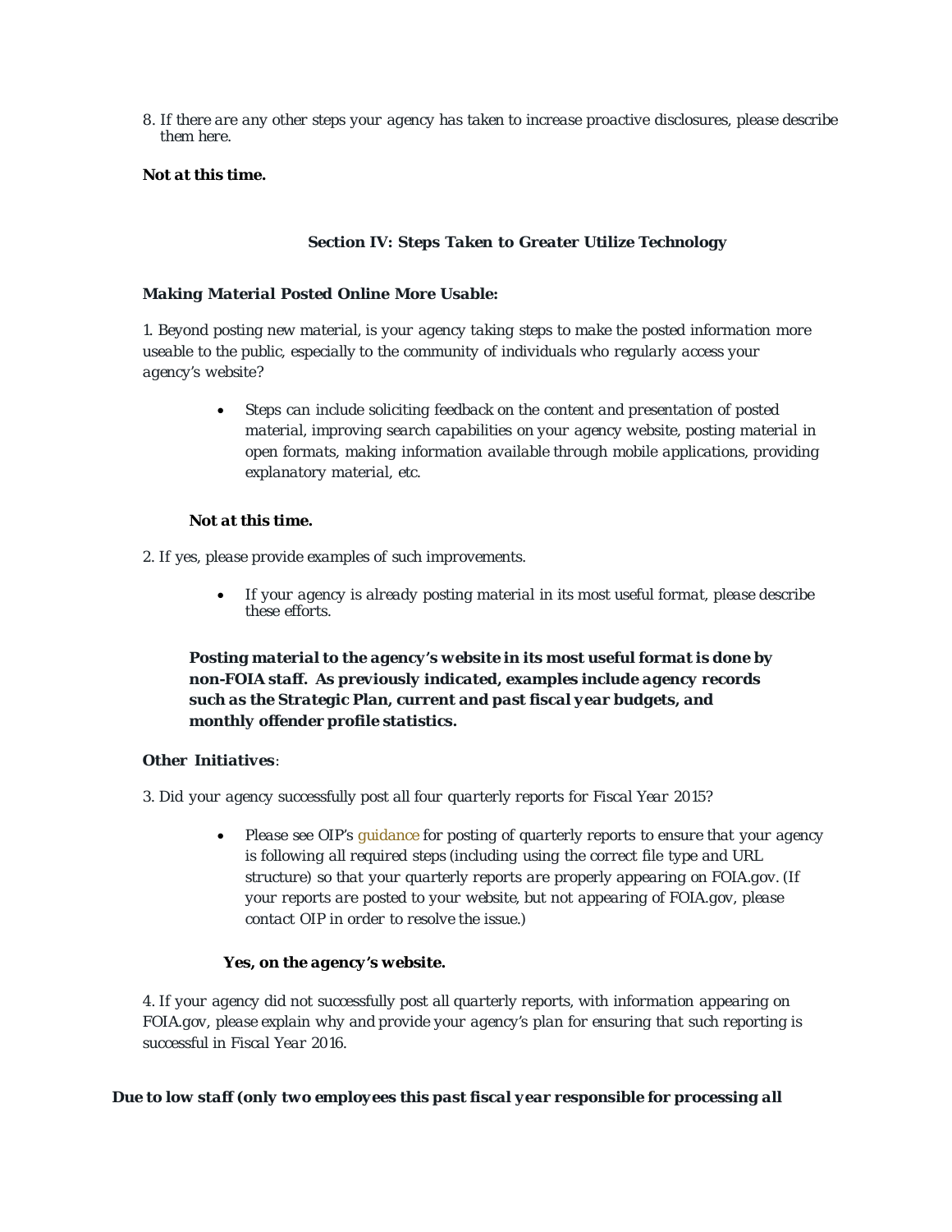8. *If there are any other steps your agency has taken to increase proactive disclosures, please describe them here.*

***Not at this time.***

### *Section IV: Steps Taken to Greater Utilize Technology*

***Making Material Posted Online More Usable:***

*1. Beyond posting new material, is your agency taking steps to make the posted information more useable to the public, especially to the community of individuals who regularly access your agency's website?*

- *Steps can include soliciting feedback on the content and presentation of posted material, improving search capabilities on your agency website, posting material in open formats, making information available through mobile applications, providing explanatory material, etc.*

***Not at this time.***

*2. If yes, please provide examples of such improvements.*

- *If your agency is already posting material in its most useful format, please describe these efforts.*

***Posting material to the agency's website in its most useful format is done by non-FOIA staff. As previously indicated, examples include agency records such as the Strategic Plan, current and past fiscal year budgets, and monthly offender profile statistics.***

***Other Initiatives:***

*3. Did your agency successfully post all four quarterly reports for Fiscal Year 2015?*

- *Please see OIP's guidance for posting of quarterly reports to ensure that your agency is following all required steps (including using the correct file type and URL structure) so that your quarterly reports are properly appearing on FOIA.gov. (If your reports are posted to your website, but not appearing of FOIA.gov, please contact OIP in order to resolve the issue.)*

***Yes, on the agency's website.***

*4. If your agency did not successfully post all quarterly reports, with information appearing on FOIA.gov, please explain why and provide your agency's plan for ensuring that such reporting is successful in Fiscal Year 2016.*

***Due to low staff (only two employees this past fiscal year responsible for processing all***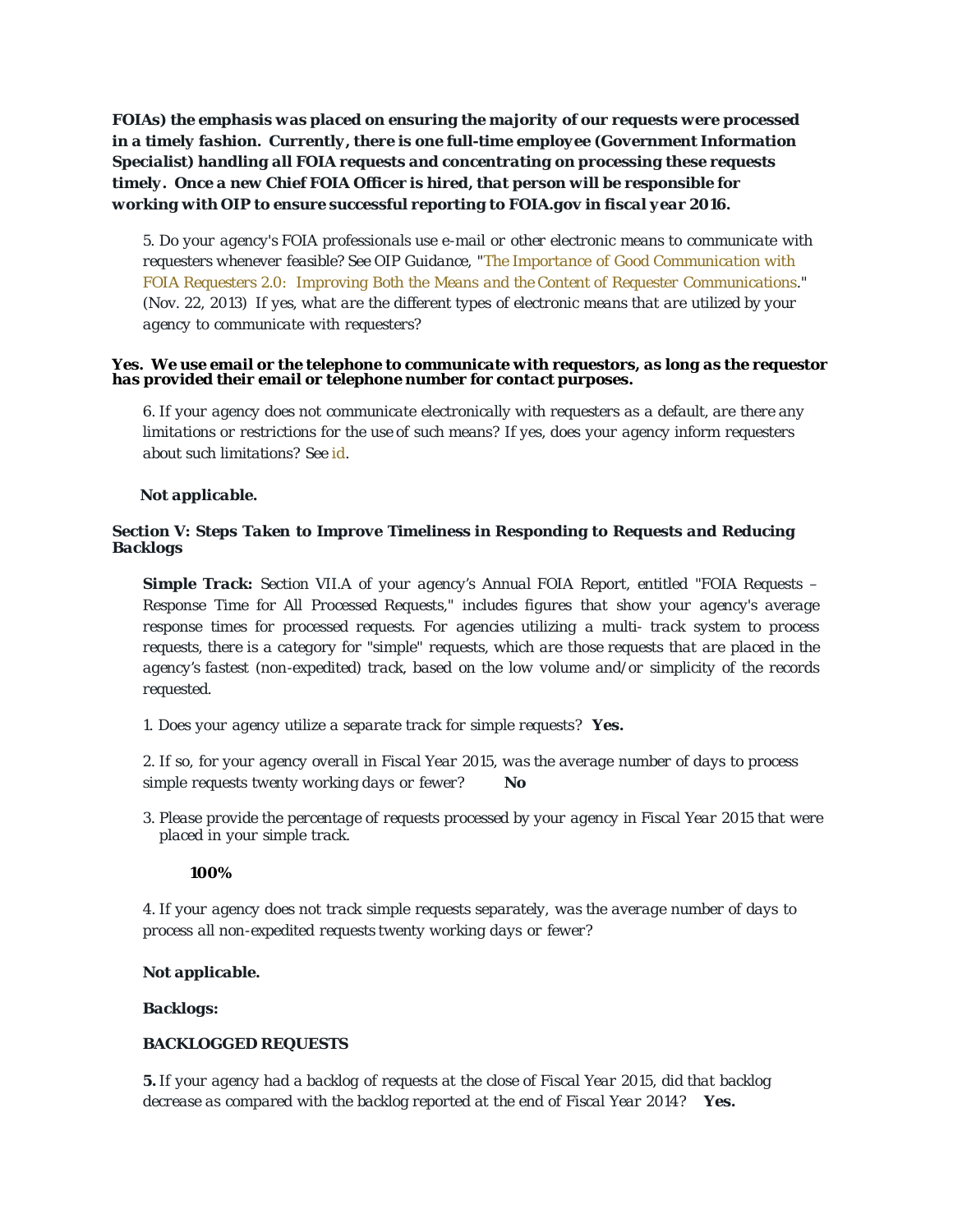**FOIAs) the emphasis was placed on ensuring the majority of our requests were processed in a timely fashion. Currently, there is one full-time employee (Government Information Specialist) handling all FOIA requests and concentrating on processing these requests timely. Once a new Chief FOIA Officer is hired, that person will be responsible for working with OIP to ensure successful reporting to FOIA.gov in fiscal year 2016.**

5. Do your agency's FOIA professionals use e-mail or other electronic means to communicate with requesters whenever feasible? See OIP Guidance, "The Importance of Good Communication with FOIA Requesters 2.0: Improving Both the Means and the Content of Requester Communications." (Nov. 22, 2013) If yes, what are the different types of electronic means that are utilized by your agency to communicate with requesters?

**Yes. We use email or the telephone to communicate with requestors, as long as the requestor has provided their email or telephone number for contact purposes.**

6. If your agency does not communicate electronically with requesters as a default, are there any limitations or restrictions for the use of such means? If yes, does your agency inform requesters about such limitations? See id.

**Not applicable.**

## Section V: Steps Taken to Improve Timeliness in Responding to Requests and Reducing Backlogs

**Simple Track:** Section VII.A of your agency's Annual FOIA Report, entitled "FOIA Requests – Response Time for All Processed Requests," includes figures that show your agency's average response times for processed requests. For agencies utilizing a multi- track system to process requests, there is a category for "simple" requests, which are those requests that are placed in the agency's fastest (non-expedited) track, based on the low volume and/or simplicity of the records requested.

1. Does your agency utilize a separate track for simple requests? **Yes.**

2. If so, for your agency overall in Fiscal Year 2015, was the average number of days to process simple requests twenty working days or fewer? **No**

3. Please provide the percentage of requests processed by your agency in Fiscal Year 2015 that were placed in your simple track.

   **100%**

4. If your agency does not track simple requests separately, was the average number of days to process all non-expedited requests twenty working days or fewer?

**Not applicable.**

**Backlogs:**

**BACKLOGGED REQUESTS**

**5.** If your agency had a backlog of requests at the close of Fiscal Year 2015, did that backlog decrease as compared with the backlog reported at the end of Fiscal Year 2014? **Yes.**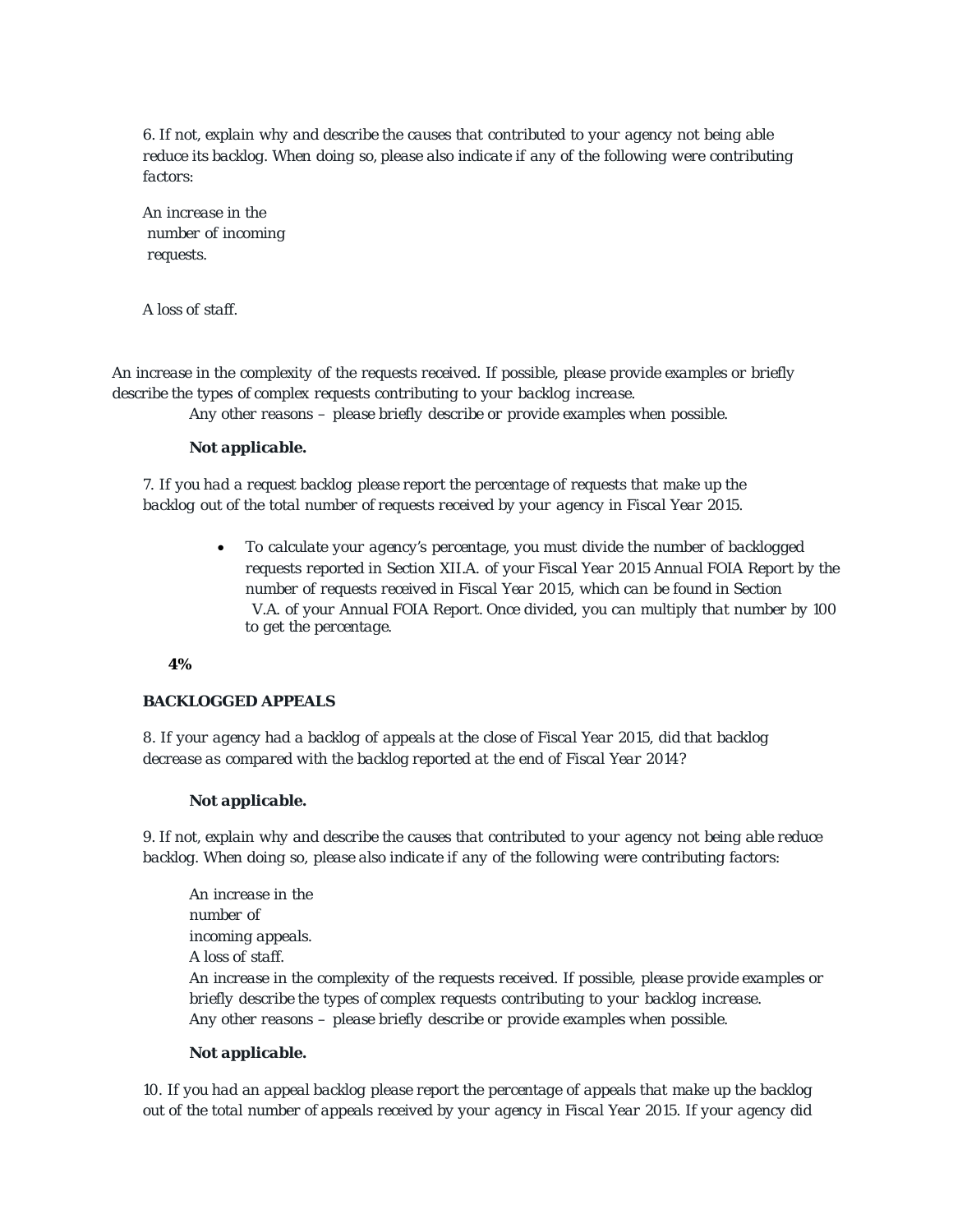*6. If not, explain why and describe the causes that contributed to your agency not being able reduce its backlog. When doing so, please also indicate if any of the following were contributing factors:*

*An increase in the number of incoming requests.*

*A loss of staff.*

*An increase in the complexity of the requests received. If possible, please provide examples or briefly describe the types of complex requests contributing to your backlog increase.*

*Any other reasons – please briefly describe or provide examples when possible.*

**Not applicable.**

*7. If you had a request backlog please report the percentage of requests that make up the backlog out of the total number of requests received by your agency in Fiscal Year 2015.*

- *To calculate your agency's percentage, you must divide the number of backlogged requests reported in Section XII.A. of your Fiscal Year 2015 Annual FOIA Report by the number of requests received in Fiscal Year 2015, which can be found in Section V.A. of your Annual FOIA Report. Once divided, you can multiply that number by 100 to get the percentage.*

**4%**

**BACKLOGGED APPEALS**

*8. If your agency had a backlog of appeals at the close of Fiscal Year 2015, did that backlog decrease as compared with the backlog reported at the end of Fiscal Year 2014?*

**Not applicable.**

*9. If not, explain why and describe the causes that contributed to your agency not being able reduce backlog. When doing so, please also indicate if any of the following were contributing factors:*

*An increase in the number of incoming appeals.*

*A loss of staff.*

*An increase in the complexity of the requests received. If possible, please provide examples or briefly describe the types of complex requests contributing to your backlog increase.*

*Any other reasons – please briefly describe or provide examples when possible.*

**Not applicable.**

*10. If you had an appeal backlog please report the percentage of appeals that make up the backlog out of the total number of appeals received by your agency in Fiscal Year 2015. If your agency did*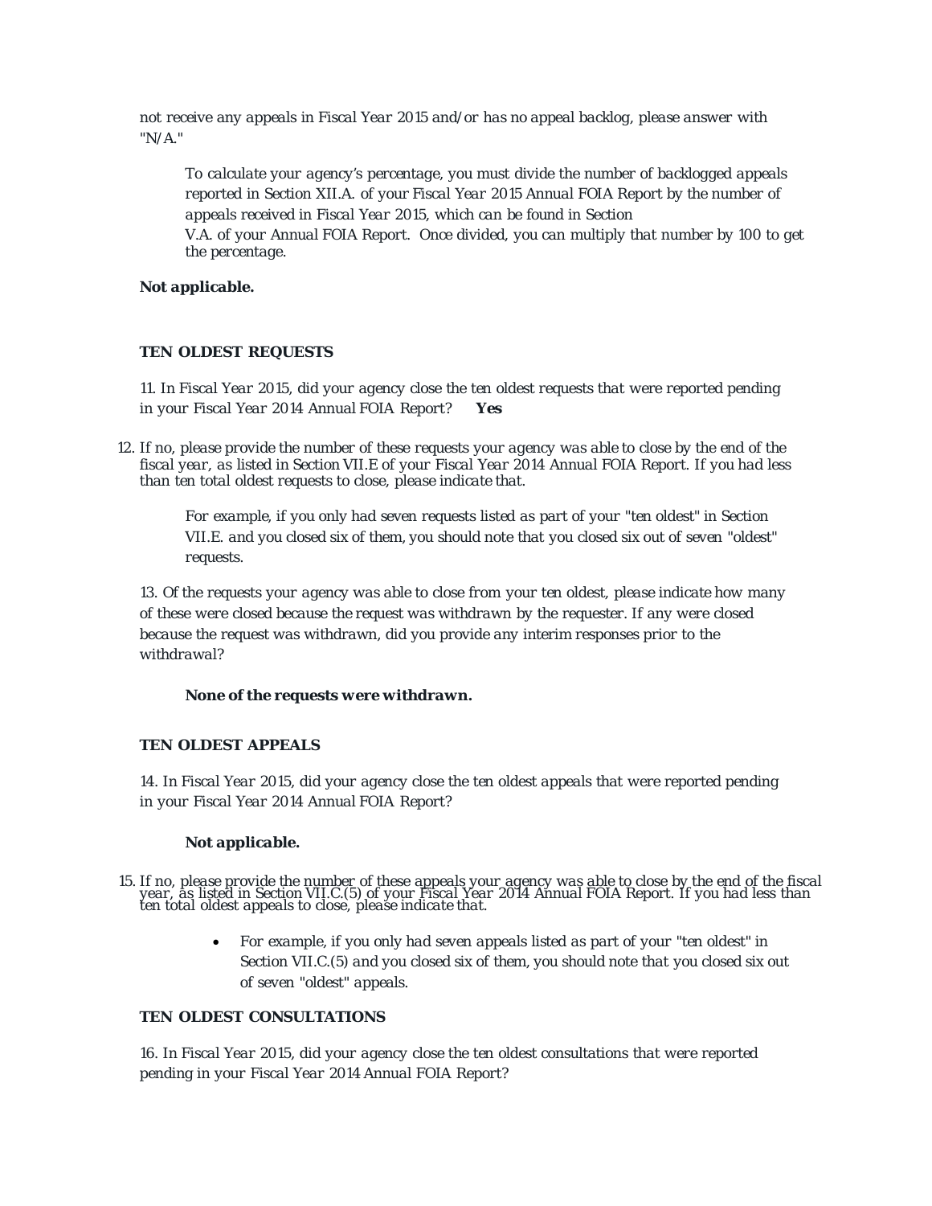*not receive any appeals in Fiscal Year 2015 and/or has no appeal backlog, please answer with "N/A."*

> *To calculate your agency's percentage, you must divide the number of backlogged appeals reported in Section XII.A. of your Fiscal Year 2015 Annual FOIA Report by the number of appeals received in Fiscal Year 2015, which can be found in Section V.A. of your Annual FOIA Report. Once divided, you can multiply that number by 100 to get the percentage.*

***Not applicable.***

**TEN OLDEST REQUESTS**

11. In Fiscal Year 2015, did your agency close the ten oldest requests that were reported pending in your Fiscal Year 2014 Annual FOIA Report? ***Yes***

12. *If no, please provide the number of these requests your agency was able to close by the end of the fiscal year, as listed in Section VII.E of your Fiscal Year 2014 Annual FOIA Report. If you had less than ten total oldest requests to close, please indicate that.*

> For example, if you only had seven requests listed as part of your "ten oldest" in Section VII.E. and you closed six of them, you should note that you closed six out of seven "oldest" requests.

13. Of the requests your agency was able to close from your ten oldest, please indicate how many of these were closed because the request was withdrawn by the requester. If any were closed because the request was withdrawn, did you provide any interim responses prior to the withdrawal?

> ***None of the requests were withdrawn.***

**TEN OLDEST APPEALS**

14. In Fiscal Year 2015, did your agency close the ten oldest appeals that were reported pending in your Fiscal Year 2014 Annual FOIA Report?

> ***Not applicable.***

15. *If no, please provide the number of these appeals your agency was able to close by the end of the fiscal year, as listed in Section VII.C.(5) of your Fiscal Year 2014 Annual FOIA Report. If you had less than ten total oldest appeals to close, please indicate that.*

- For example, if you only had seven appeals listed as part of your "ten oldest" in Section VII.C.(5) and you closed six of them, you should note that you closed six out of seven "oldest" appeals.

**TEN OLDEST CONSULTATIONS**

16. In Fiscal Year 2015, did your agency close the ten oldest consultations that were reported pending in your Fiscal Year 2014 Annual FOIA Report?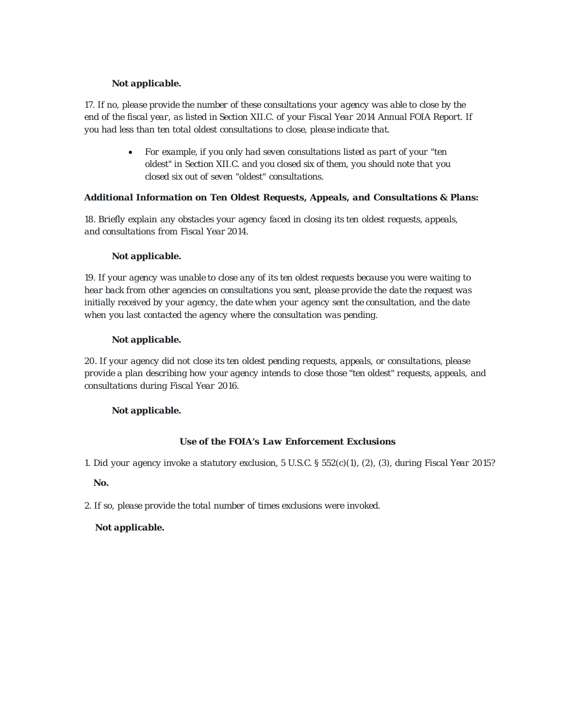**Not applicable.**

*17. If no, please provide the number of these consultations your agency was able to close by the end of the fiscal year, as listed in Section XII.C. of your Fiscal Year 2014 Annual FOIA Report. If you had less than ten total oldest consultations to close, please indicate that.*

- *For example, if you only had seven consultations listed as part of your "ten oldest" in Section XII.C. and you closed six of them, you should note that you closed six out of seven "oldest" consultations.*

**Additional Information on Ten Oldest Requests, Appeals, and Consultations & Plans:**

*18. Briefly explain any obstacles your agency faced in closing its ten oldest requests, appeals, and consultations from Fiscal Year 2014.*

**Not applicable.**

*19. If your agency was unable to close any of its ten oldest requests because you were waiting to hear back from other agencies on consultations you sent, please provide the date the request was initially received by your agency, the date when your agency sent the consultation, and the date when you last contacted the agency where the consultation was pending.*

**Not applicable.**

*20. If your agency did not close its ten oldest pending requests, appeals, or consultations, please provide a plan describing how your agency intends to close those "ten oldest" requests, appeals, and consultations during Fiscal Year 2016.*

**Not applicable.**

## Use of the FOIA's Law Enforcement Exclusions

*1. Did your agency invoke a statutory exclusion, 5 U.S.C. § 552(c)(1), (2), (3), during Fiscal Year 2015?*

**No.**

*2. If so, please provide the total number of times exclusions were invoked.*

**Not applicable.**